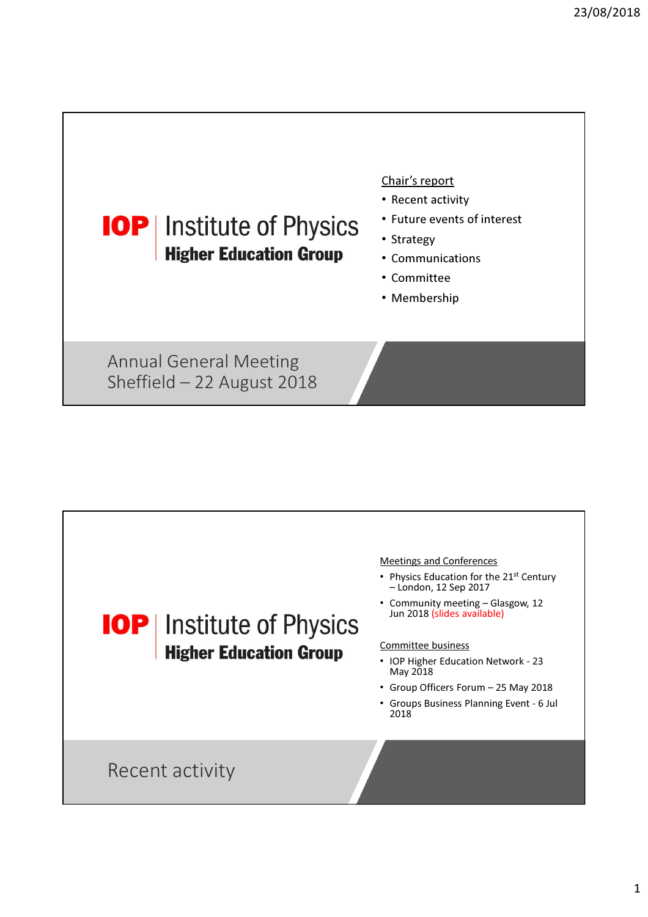## IOP | Institute of Physics
### Higher Education Group

Chair's report

- Recent activity
- Future events of interest
- Strategy
- Communications
- Committee
- Membership

Annual General Meeting
Sheffield – 22 August 2018

## IOP | Institute of Physics
### Higher Education Group

Meetings and Conferences

- Physics Education for the 21st Century – London, 12 Sep 2017
- Community meeting – Glasgow, 12 Jun 2018 (slides available)

Committee business

- IOP Higher Education Network - 23 May 2018
- Group Officers Forum – 25 May 2018
- Groups Business Planning Event - 6 Jul 2018

Recent activity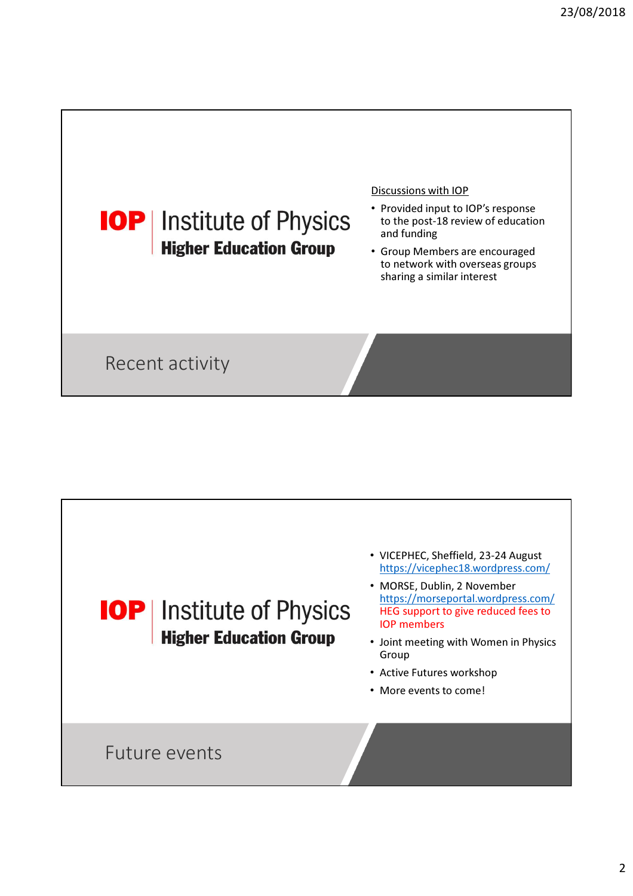## Recent activity

IOP | Institute of Physics
**Higher Education Group**

Discussions with IOP

- Provided input to IOP's response to the post-18 review of education and funding
- Group Members are encouraged to network with overseas groups sharing a similar interest

## Future events

IOP | Institute of Physics
**Higher Education Group**

- VICEPHEC, Sheffield, 23-24 August https://vicephec18.wordpress.com/
- MORSE, Dublin, 2 November https://morseportal.wordpress.com/ HEG support to give reduced fees to IOP members
- Joint meeting with Women in Physics Group
- Active Futures workshop
- More events to come!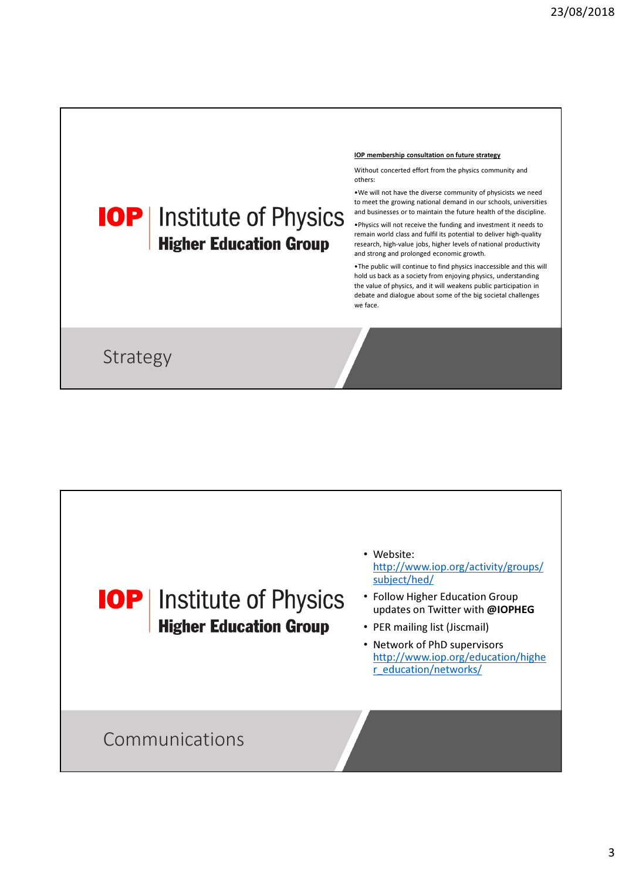## Strategy

**IOP** | Institute of Physics
**Higher Education Group**

**IOP membership consultation on future strategy**

Without concerted effort from the physics community and others:

- We will not have the diverse community of physicists we need to meet the growing national demand in our schools, universities and businesses or to maintain the future health of the discipline.
- Physics will not receive the funding and investment it needs to remain world class and fulfil its potential to deliver high-quality research, high-value jobs, higher levels of national productivity and strong and prolonged economic growth.
- The public will continue to find physics inaccessible and this will hold us back as a society from enjoying physics, understanding the value of physics, and it will weakens public participation in debate and dialogue about some of the big societal challenges we face.

## Communications

**IOP** | Institute of Physics
**Higher Education Group**

- Website: http://www.iop.org/activity/groups/subject/hed/
- Follow Higher Education Group updates on Twitter with **@IOPHEG**
- PER mailing list (Jiscmail)
- Network of PhD supervisors http://www.iop.org/education/higher_education/networks/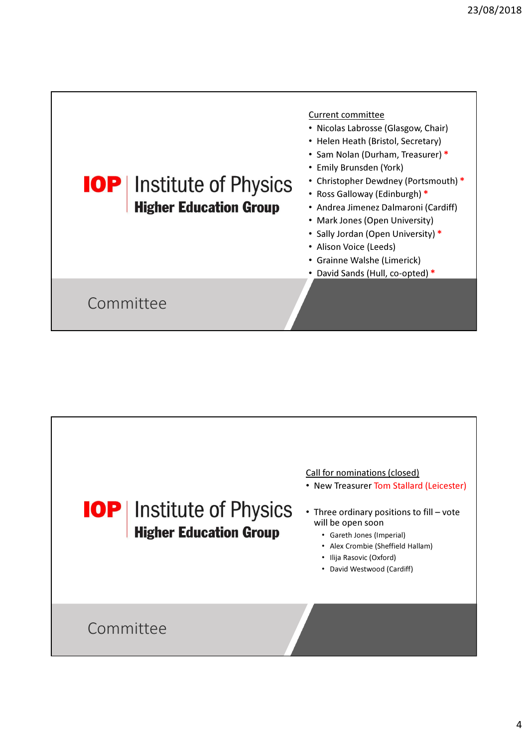## Committee

**IOP | Institute of Physics**
**Higher Education Group**

Current committee

- Nicolas Labrosse (Glasgow, Chair)
- Helen Heath (Bristol, Secretary)
- Sam Nolan (Durham, Treasurer) *
- Emily Brunsden (York)
- Christopher Dewdney (Portsmouth) *
- Ross Galloway (Edinburgh) *
- Andrea Jimenez Dalmaroni (Cardiff)
- Mark Jones (Open University)
- Sally Jordan (Open University) *
- Alison Voice (Leeds)
- Grainne Walshe (Limerick)
- David Sands (Hull, co-opted) *

## Committee

**IOP | Institute of Physics**
**Higher Education Group**

Call for nominations (closed)

- New Treasurer Tom Stallard (Leicester)
- Three ordinary positions to fill – vote will be open soon
  - Gareth Jones (Imperial)
  - Alex Crombie (Sheffield Hallam)
  - Ilija Rasovic (Oxford)
  - David Westwood (Cardiff)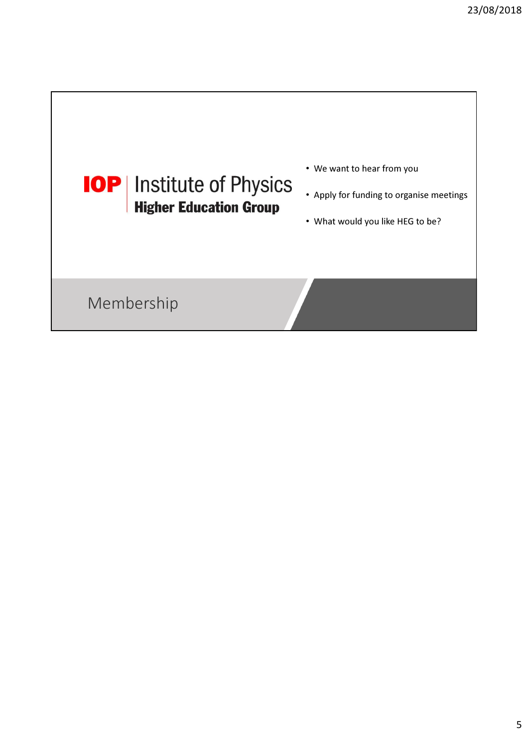IOP | Institute of Physics
**Higher Education Group**

- We want to hear from you
- Apply for funding to organise meetings
- What would you like HEG to be?

## Membership